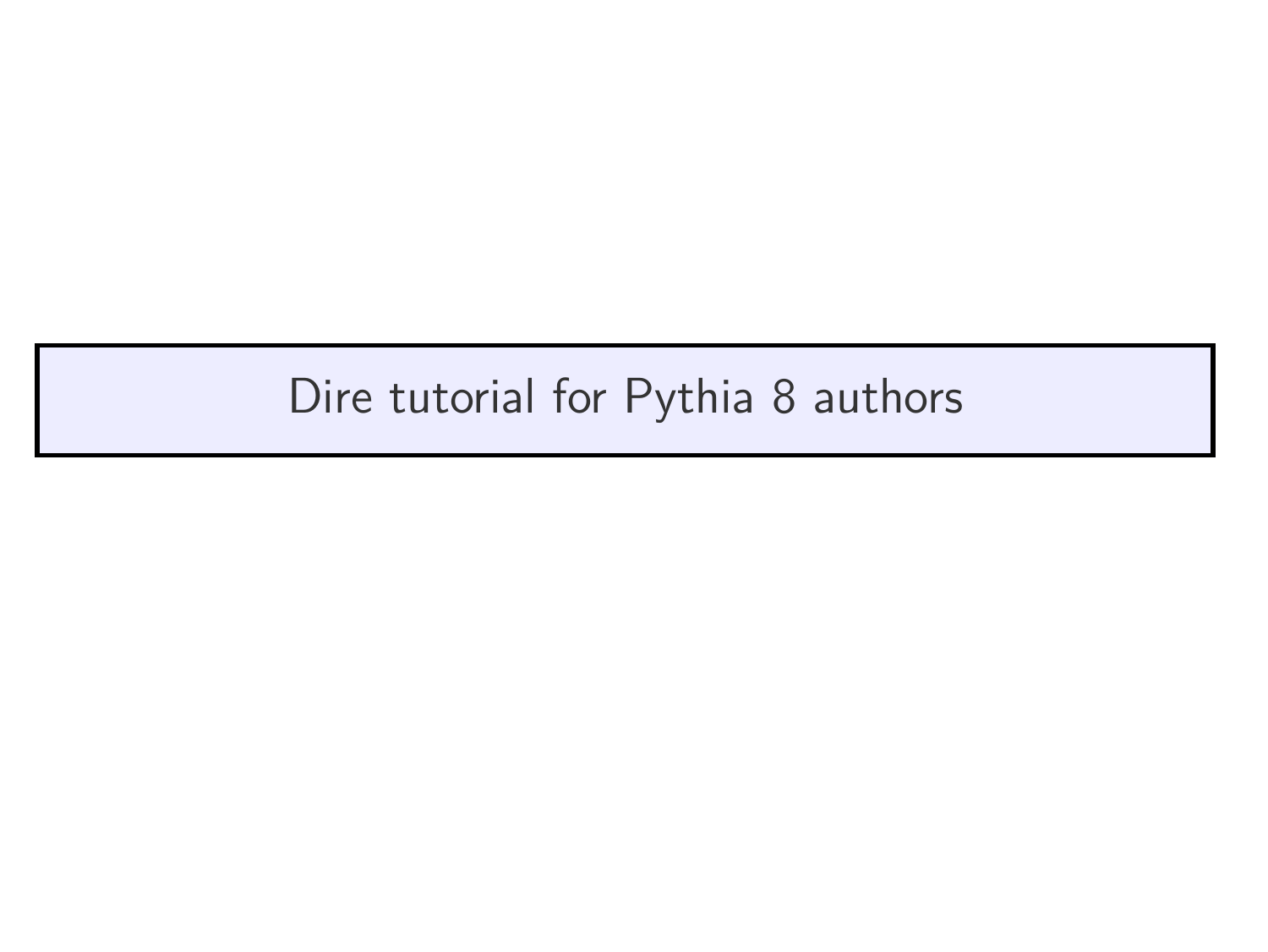# Dire tutorial for Pythia 8 authors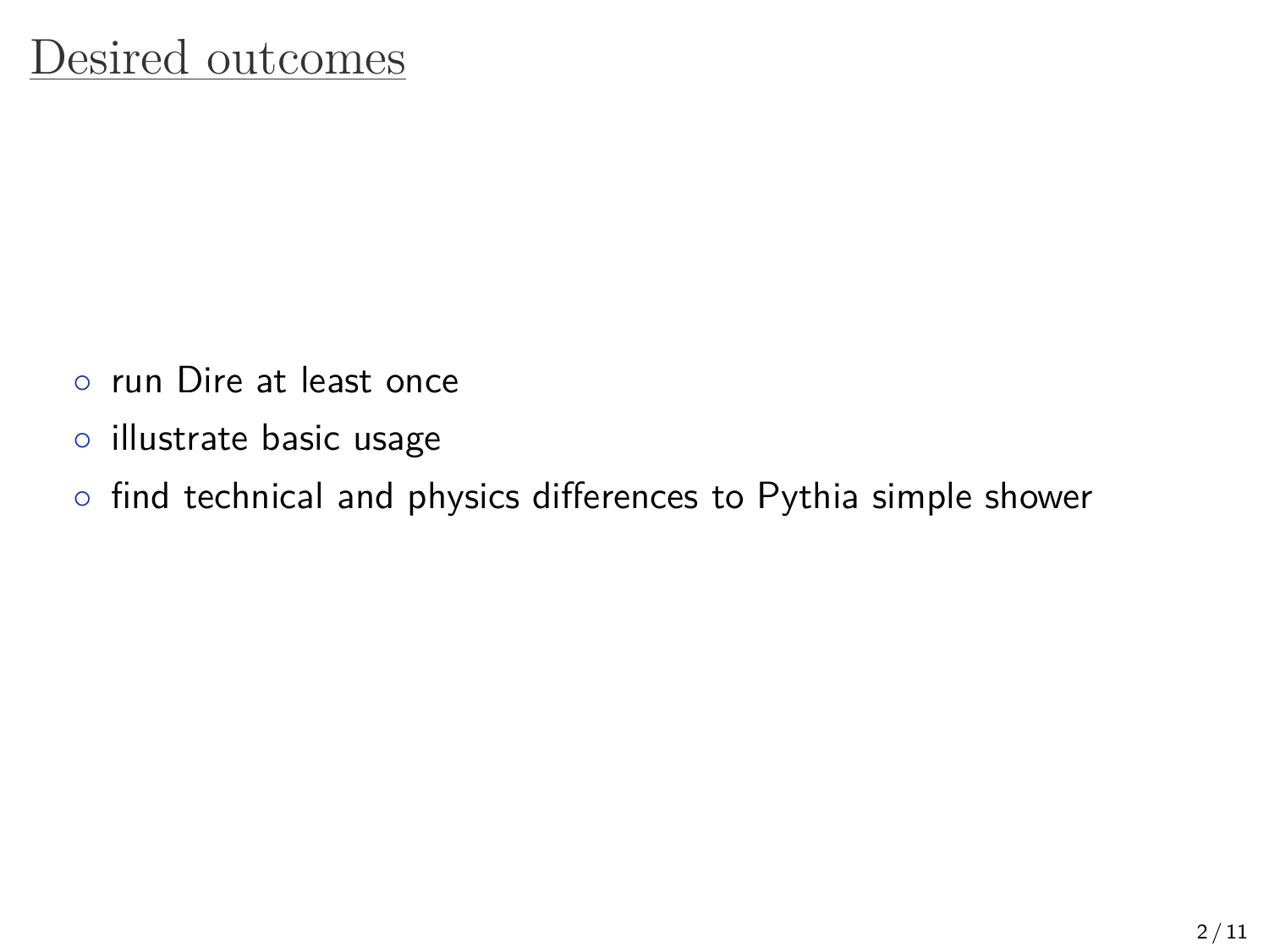# Desired outcomes

- run Dire at least once
- illustrate basic usage
- find technical and physics differences to Pythia simple shower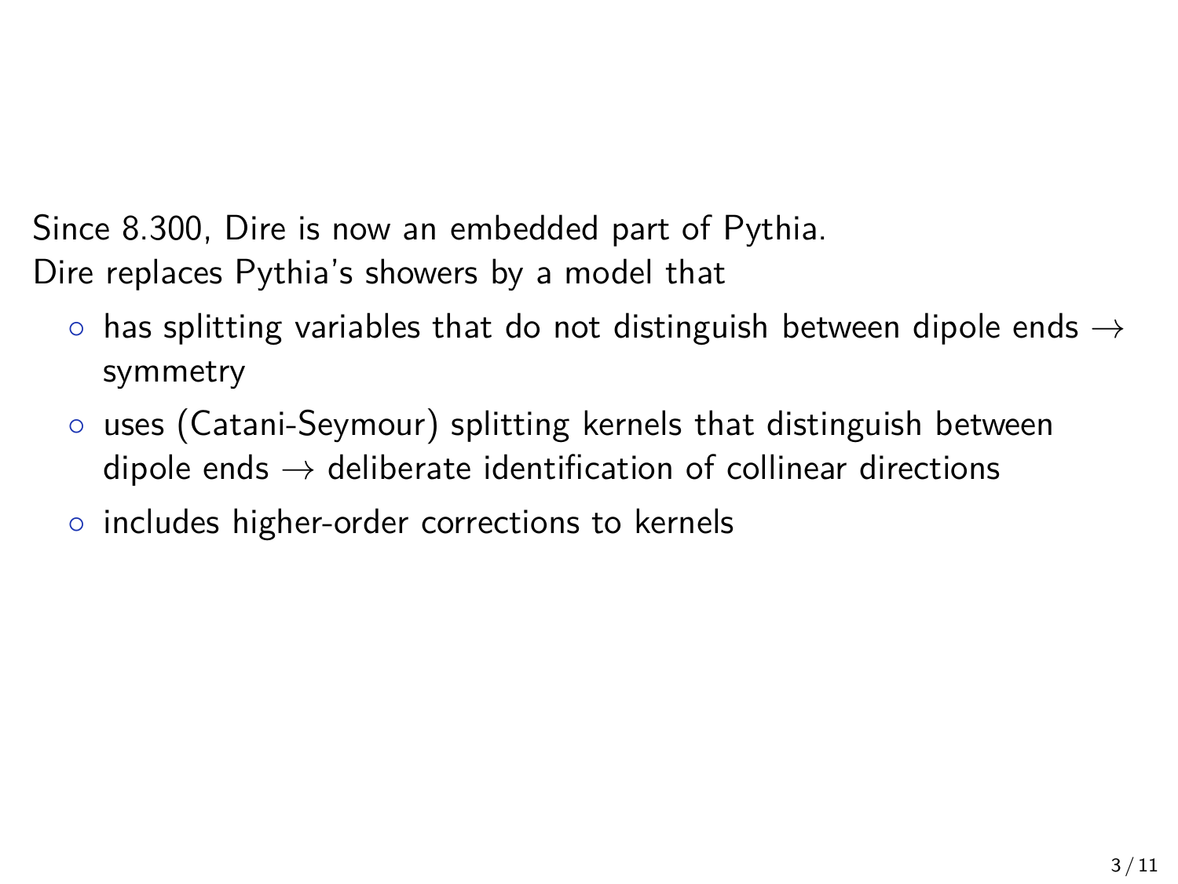Since 8.300, Dire is now an embedded part of Pythia.
Dire replaces Pythia's showers by a model that

- has splitting variables that do not distinguish between dipole ends $\rightarrow$ symmetry
- uses (Catani-Seymour) splitting kernels that distinguish between dipole ends $\rightarrow$ deliberate identification of collinear directions
- includes higher-order corrections to kernels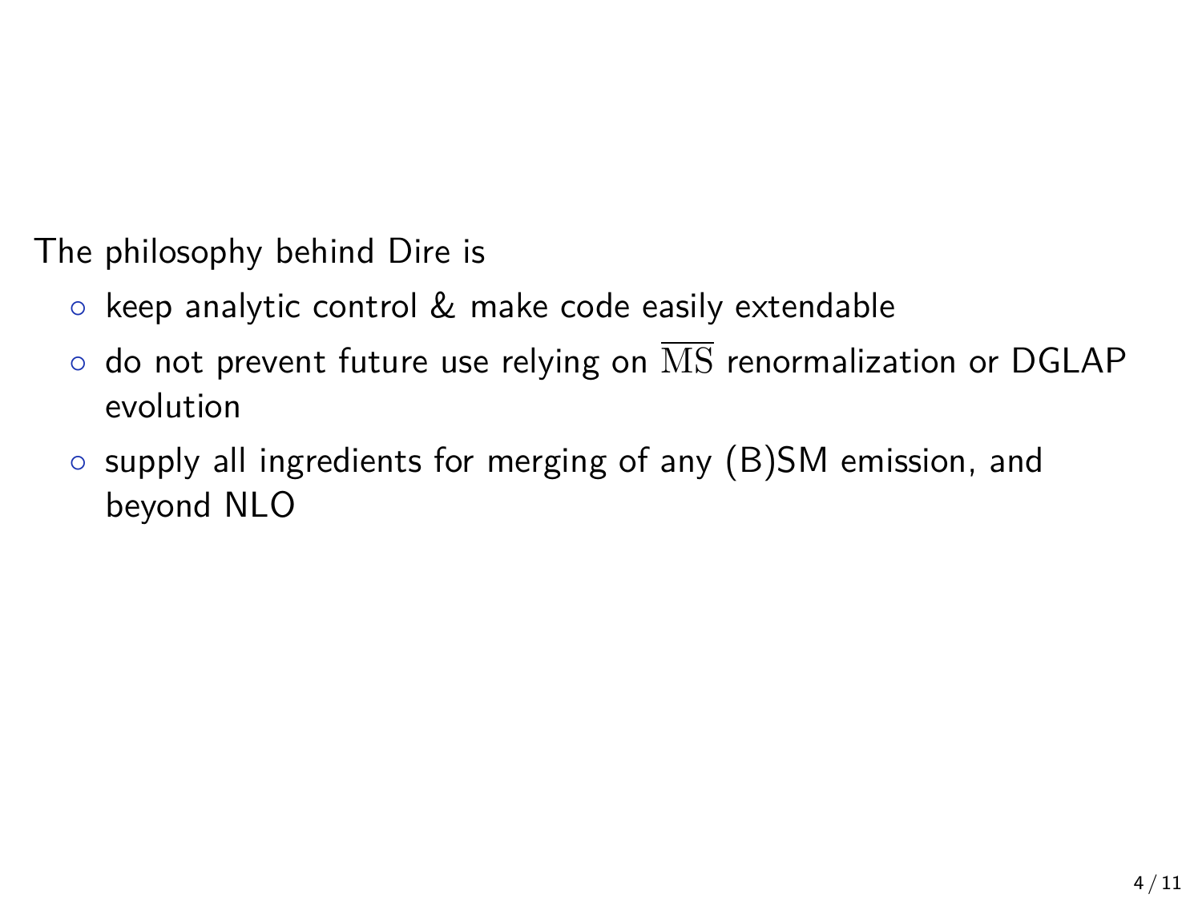The philosophy behind Dire is

- keep analytic control & make code easily extendable
- do not prevent future use relying on $\overline{\mathrm{MS}}$ renormalization or DGLAP evolution
- supply all ingredients for merging of any (B)SM emission, and beyond NLO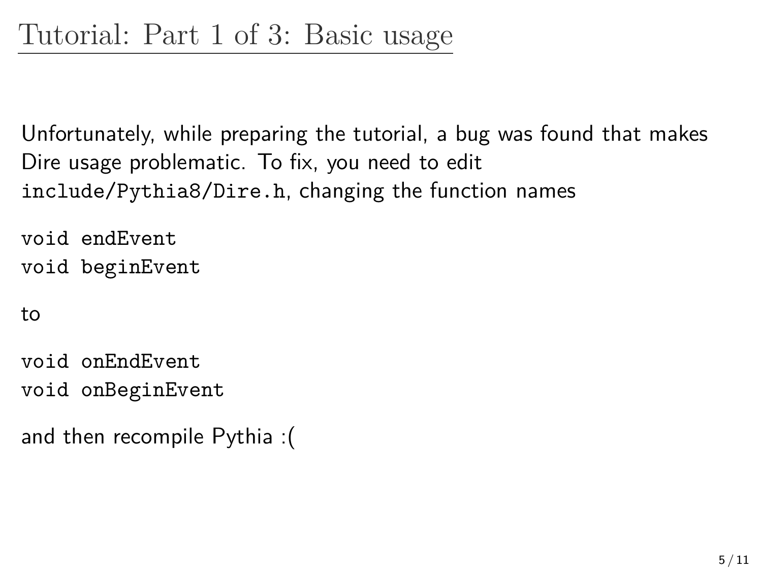# Tutorial: Part 1 of 3: Basic usage

Unfortunately, while preparing the tutorial, a bug was found that makes Dire usage problematic. To fix, you need to edit `include/Pythia8/Dire.h`, changing the function names

```
void endEvent
void beginEvent
```

to

```
void onEndEvent
void onBeginEvent
```

and then recompile Pythia :(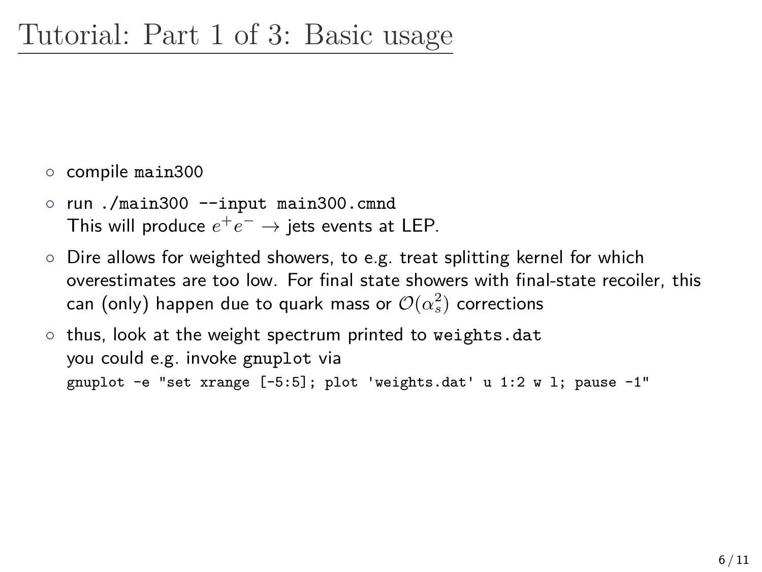# Tutorial: Part 1 of 3: Basic usage

- compile `main300`
- run `./main300 --input main300.cmnd`
  This will produce $e^+e^- \to$ jets events at LEP.
- Dire allows for weighted showers, to e.g. treat splitting kernel for which overestimates are too low. For final state showers with final-state recoiler, this can (only) happen due to quark mass or $\mathcal{O}(\alpha_s^2)$ corrections
- thus, look at the weight spectrum printed to `weights.dat`
  you could e.g. invoke `gnuplot` via

```
gnuplot -e "set xrange [-5:5]; plot 'weights.dat' u 1:2 w l; pause -1"
```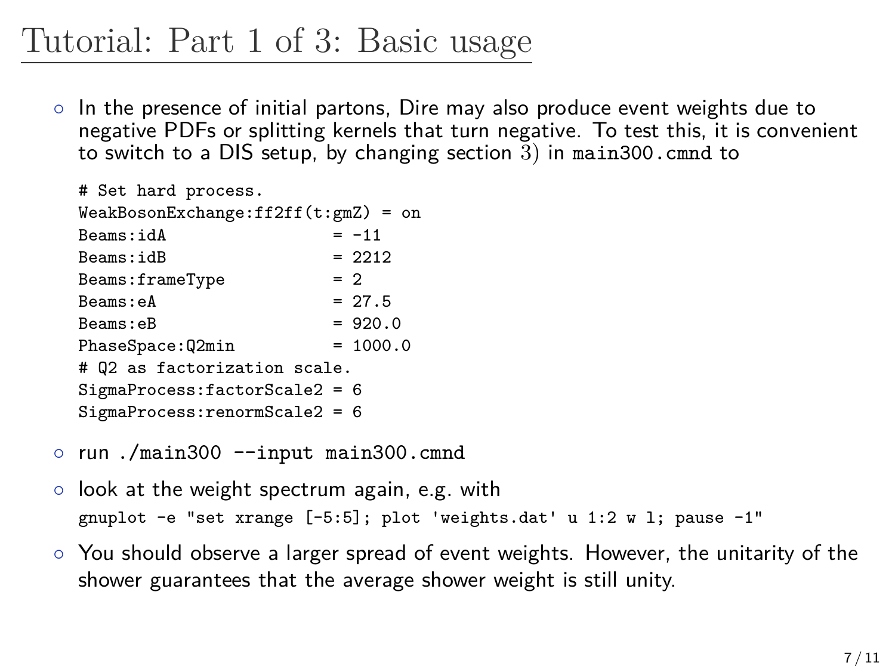# Tutorial: Part 1 of 3: Basic usage

- In the presence of initial partons, Dire may also produce event weights due to negative PDFs or splitting kernels that turn negative. To test this, it is convenient to switch to a DIS setup, by changing section 3) in `main300.cmnd` to

```
# Set hard process.
WeakBosonExchange:ff2ff(t:gmZ) = on
Beams:idA                  = -11
Beams:idB                  = 2212
Beams:frameType            = 2
Beams:eA                   = 27.5
Beams:eB                   = 920.0
PhaseSpace:Q2min           = 1000.0
# Q2 as factorization scale.
SigmaProcess:factorScale2 = 6
SigmaProcess:renormScale2 = 6
```

- run `./main300 --input main300.cmnd`
- look at the weight spectrum again, e.g. with
  `gnuplot -e "set xrange [-5:5]; plot 'weights.dat' u 1:2 w l; pause -1"`
- You should observe a larger spread of event weights. However, the unitarity of the shower guarantees that the average shower weight is still unity.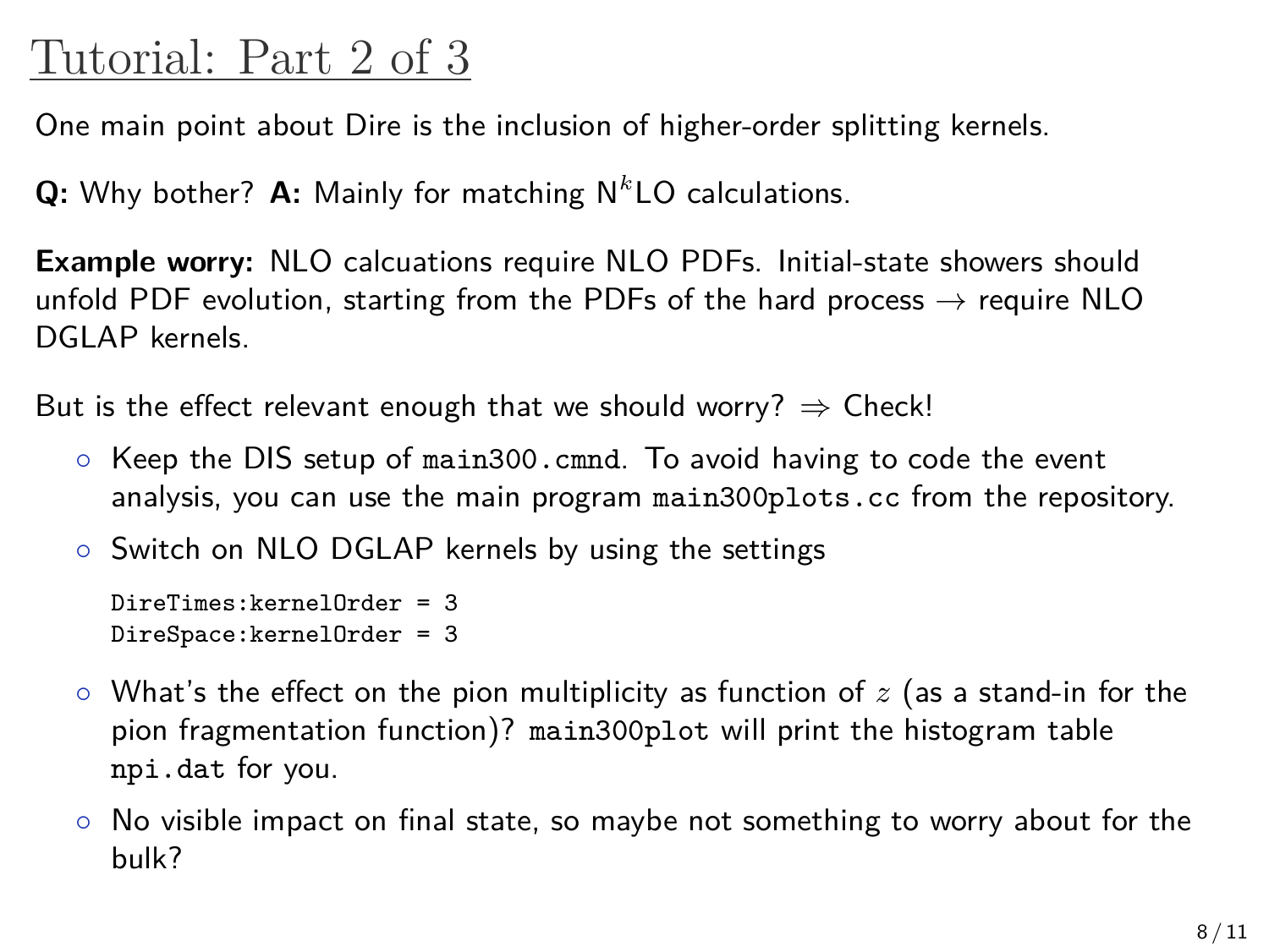# Tutorial: Part 2 of 3

One main point about Dire is the inclusion of higher-order splitting kernels.

**Q:** Why bother? **A:** Mainly for matching N$^k$LO calculations.

**Example worry:** NLO calcuations require NLO PDFs. Initial-state showers should unfold PDF evolution, starting from the PDFs of the hard process $\rightarrow$ require NLO DGLAP kernels.

But is the effect relevant enough that we should worry? $\Rightarrow$ Check!

- Keep the DIS setup of `main300.cmnd`. To avoid having to code the event analysis, you can use the main program `main300plots.cc` from the repository.
- Switch on NLO DGLAP kernels by using the settings

```
DireTimes:kernelOrder = 3
DireSpace:kernelOrder = 3
```

- What's the effect on the pion multiplicity as function of $z$ (as a stand-in for the pion fragmentation function)? `main300plot` will print the histogram table `npi.dat` for you.
- No visible impact on final state, so maybe not something to worry about for the bulk?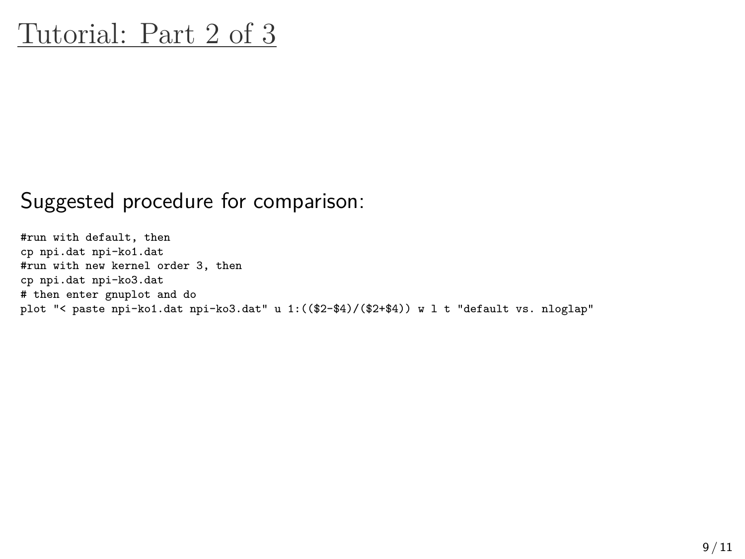# Tutorial: Part 2 of 3

Suggested procedure for comparison:

```
#run with default, then
cp npi.dat npi-ko1.dat
#run with new kernel order 3, then
cp npi.dat npi-ko3.dat
# then enter gnuplot and do
plot "< paste npi-ko1.dat npi-ko3.dat" u 1:(($2-$4)/($2+$4)) w l t "default vs. nloglap"
```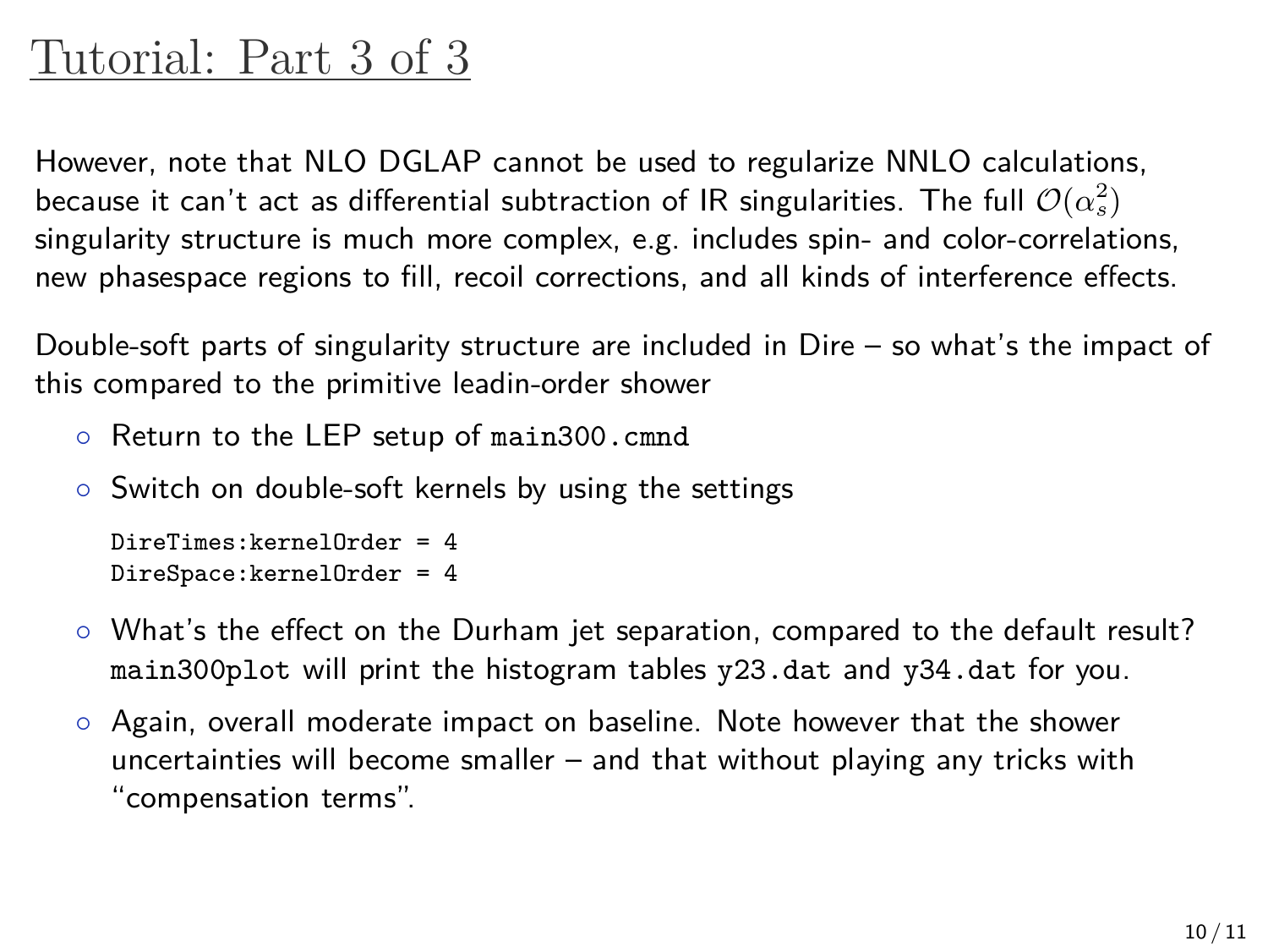# Tutorial: Part 3 of 3

However, note that NLO DGLAP cannot be used to regularize NNLO calculations, because it can't act as differential subtraction of IR singularities. The full $\mathcal{O}(\alpha_s^2)$ singularity structure is much more complex, e.g. includes spin- and color-correlations, new phasespace regions to fill, recoil corrections, and all kinds of interference effects.

Double-soft parts of singularity structure are included in Dire – so what's the impact of this compared to the primitive leadin-order shower

- Return to the LEP setup of `main300.cmnd`
- Switch on double-soft kernels by using the settings

```
DireTimes:kernelOrder = 4
DireSpace:kernelOrder = 4
```

- What's the effect on the Durham jet separation, compared to the default result? `main300plot` will print the histogram tables `y23.dat` and `y34.dat` for you.
- Again, overall moderate impact on baseline. Note however that the shower uncertainties will become smaller – and that without playing any tricks with "compensation terms".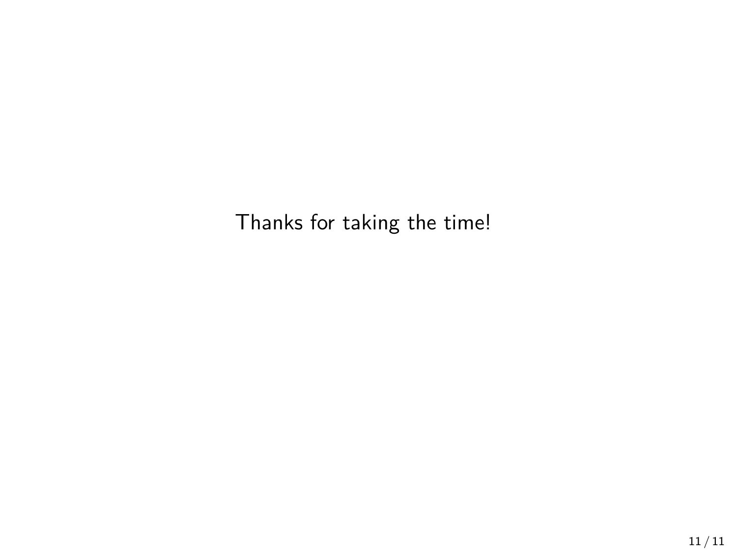Thanks for taking the time!